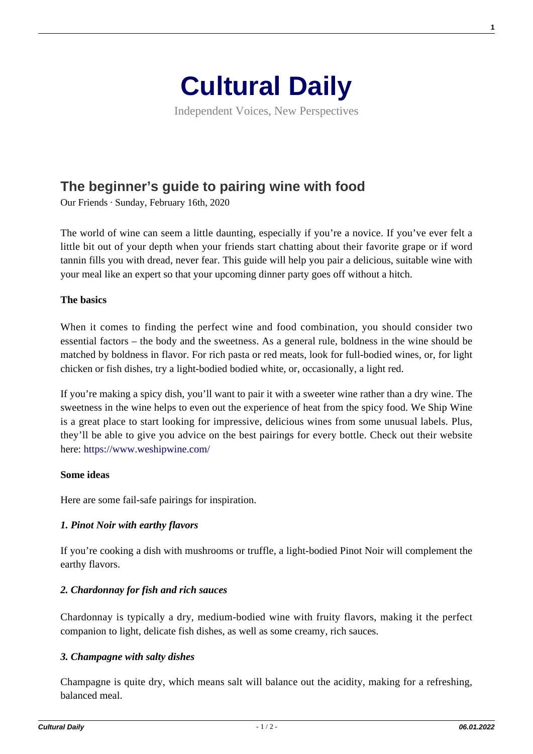# Cultural Daily

Independent Voices, New Perspectives

## The beginner's guide to pairing wine with food

Our Friends · Sunday, February 16th, 2020

The world of wine can seem a little daunting, especially if you're a novice. If you've ever felt a little bit out of your depth when your friends start chatting about their favorite grape or if word tannin fills you with dread, never fear. This guide will help you pair a delicious, suitable wine with your meal like an expert so that your upcoming dinner party goes off without a hitch.

**The basics**

When it comes to finding the perfect wine and food combination, you should consider two essential factors – the body and the sweetness. As a general rule, boldness in the wine should be matched by boldness in flavor. For rich pasta or red meats, look for full-bodied wines, or, for light chicken or fish dishes, try a light-bodied bodied white, or, occasionally, a light red.

If you're making a spicy dish, you'll want to pair it with a sweeter wine rather than a dry wine. The sweetness in the wine helps to even out the experience of heat from the spicy food. We Ship Wine is a great place to start looking for impressive, delicious wines from some unusual labels. Plus, they'll be able to give you advice on the best pairings for every bottle. Check out their website here: https://www.weshipwine.com/

**Some ideas**

Here are some fail-safe pairings for inspiration.

***1. Pinot Noir with earthy flavors***

If you're cooking a dish with mushrooms or truffle, a light-bodied Pinot Noir will complement the earthy flavors.

***2. Chardonnay for fish and rich sauces***

Chardonnay is typically a dry, medium-bodied wine with fruity flavors, making it the perfect companion to light, delicate fish dishes, as well as some creamy, rich sauces.

***3. Champagne with salty dishes***

Champagne is quite dry, which means salt will balance out the acidity, making for a refreshing, balanced meal.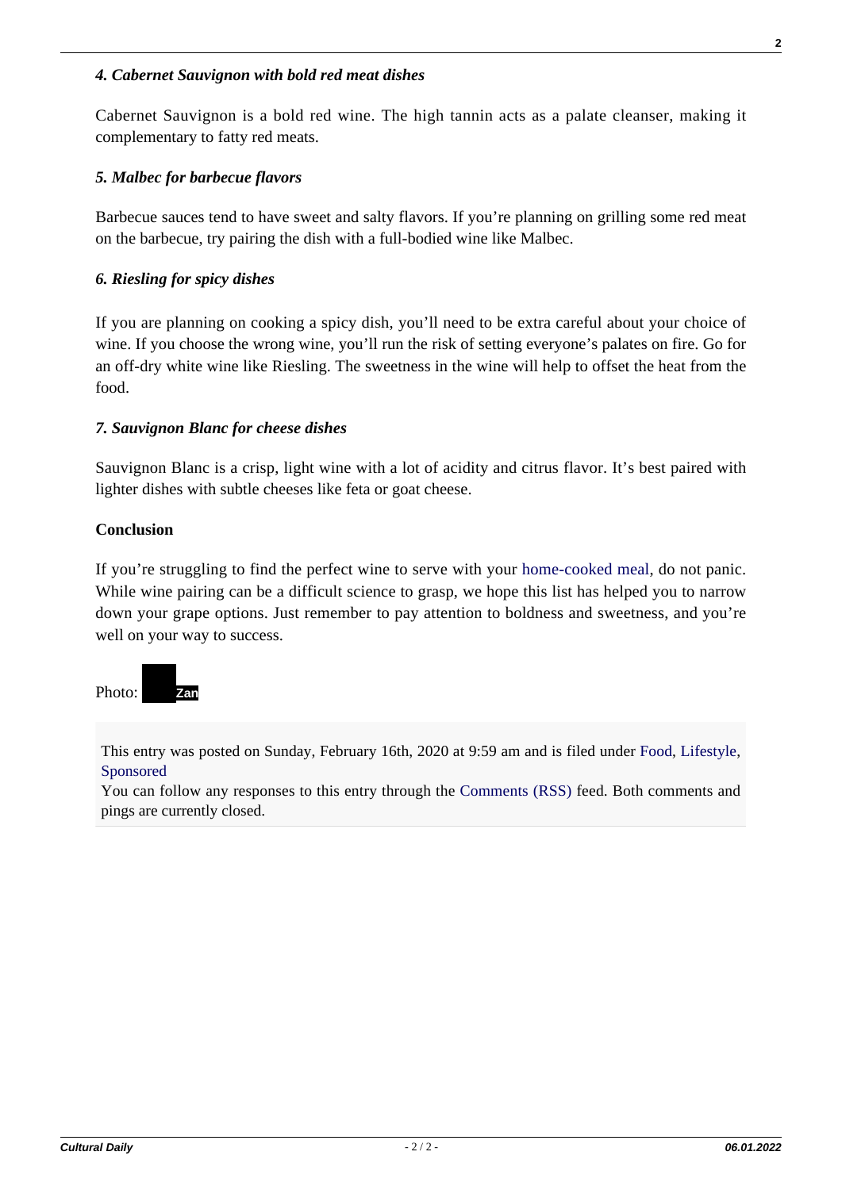***4. Cabernet Sauvignon with bold red meat dishes***

Cabernet Sauvignon is a bold red wine. The high tannin acts as a palate cleanser, making it complementary to fatty red meats.

***5. Malbec for barbecue flavors***

Barbecue sauces tend to have sweet and salty flavors. If you're planning on grilling some red meat on the barbecue, try pairing the dish with a full-bodied wine like Malbec.

***6. Riesling for spicy dishes***

If you are planning on cooking a spicy dish, you'll need to be extra careful about your choice of wine. If you choose the wrong wine, you'll run the risk of setting everyone's palates on fire. Go for an off-dry white wine like Riesling. The sweetness in the wine will help to offset the heat from the food.

***7. Sauvignon Blanc for cheese dishes***

Sauvignon Blanc is a crisp, light wine with a lot of acidity and citrus flavor. It's best paired with lighter dishes with subtle cheeses like feta or goat cheese.

**Conclusion**

If you're struggling to find the perfect wine to serve with your home-cooked meal, do not panic. While wine pairing can be a difficult science to grasp, we hope this list has helped you to narrow down your grape options. Just remember to pay attention to boldness and sweetness, and you're well on your way to success.

Photo: Zan

This entry was posted on Sunday, February 16th, 2020 at 9:59 am and is filed under Food, Lifestyle, Sponsored
You can follow any responses to this entry through the Comments (RSS) feed. Both comments and pings are currently closed.